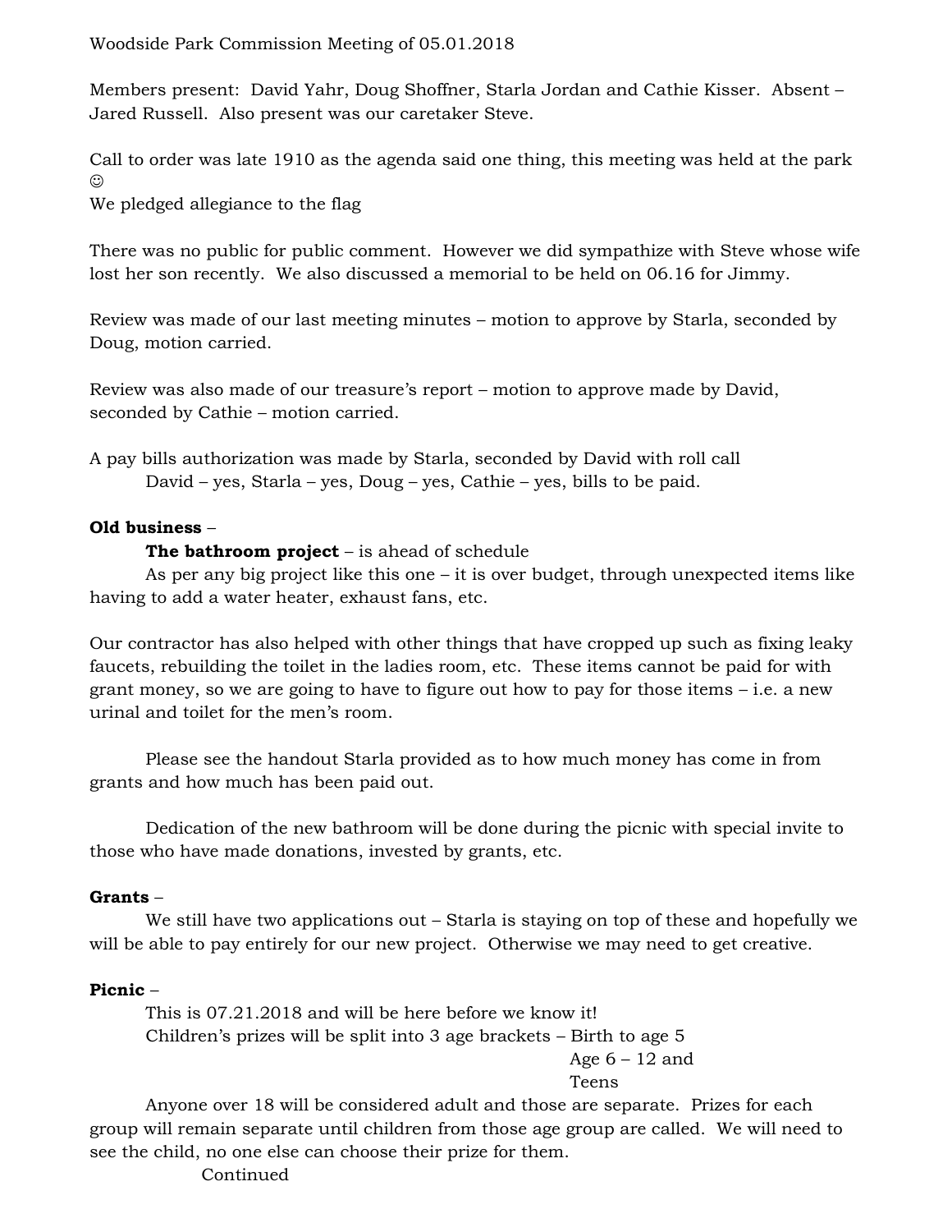Woodside Park Commission Meeting of 05.01.2018

Members present: David Yahr, Doug Shoffner, Starla Jordan and Cathie Kisser. Absent – Jared Russell. Also present was our caretaker Steve.

Call to order was late 1910 as the agenda said one thing, this meeting was held at the park ☺

We pledged allegiance to the flag

There was no public for public comment. However we did sympathize with Steve whose wife lost her son recently. We also discussed a memorial to be held on 06.16 for Jimmy.

Review was made of our last meeting minutes – motion to approve by Starla, seconded by Doug, motion carried.

Review was also made of our treasure's report – motion to approve made by David, seconded by Cathie – motion carried.

A pay bills authorization was made by Starla, seconded by David with roll call
David – yes, Starla – yes, Doug – yes, Cathie – yes, bills to be paid.

**Old business** –

**The bathroom project** – is ahead of schedule

As per any big project like this one – it is over budget, through unexpected items like having to add a water heater, exhaust fans, etc.

Our contractor has also helped with other things that have cropped up such as fixing leaky faucets, rebuilding the toilet in the ladies room, etc. These items cannot be paid for with grant money, so we are going to have to figure out how to pay for those items – i.e. a new urinal and toilet for the men's room.

Please see the handout Starla provided as to how much money has come in from grants and how much has been paid out.

Dedication of the new bathroom will be done during the picnic with special invite to those who have made donations, invested by grants, etc.

**Grants** –

We still have two applications out – Starla is staying on top of these and hopefully we will be able to pay entirely for our new project. Otherwise we may need to get creative.

**Picnic** –

This is 07.21.2018 and will be here before we know it!

Children's prizes will be split into 3 age brackets – Birth to age 5
Age 6 – 12 and
Teens

Anyone over 18 will be considered adult and those are separate. Prizes for each group will remain separate until children from those age group are called. We will need to see the child, no one else can choose their prize for them.

Continued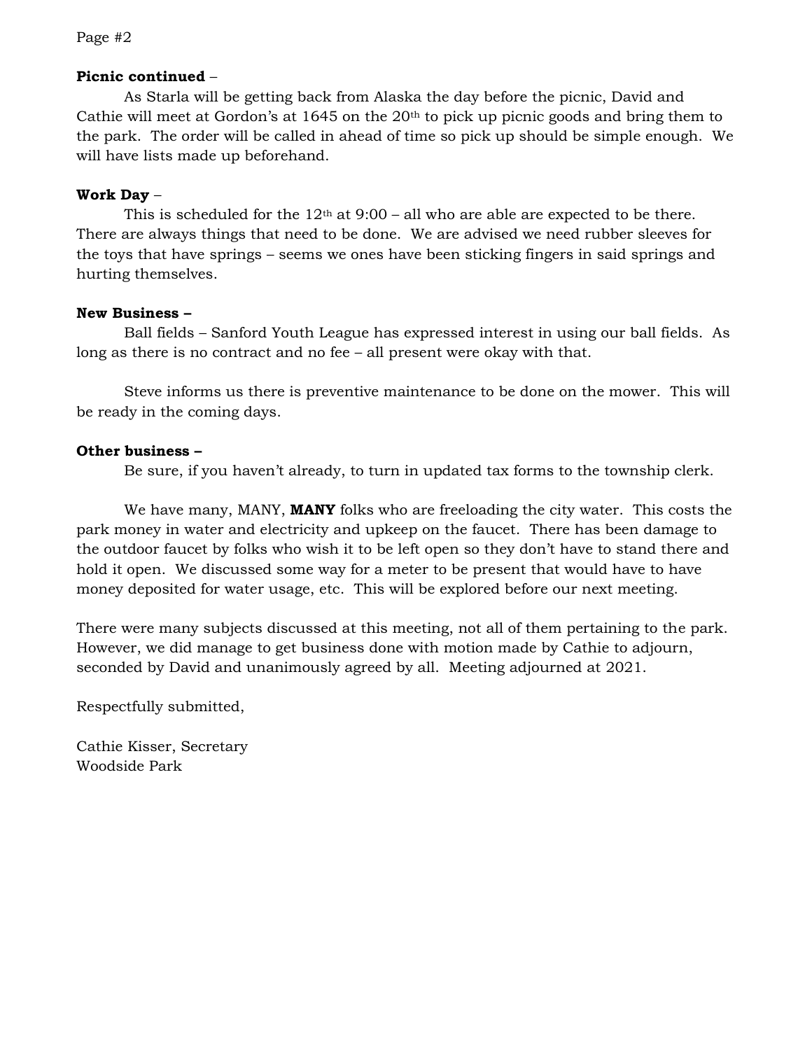**Picnic continued** –

As Starla will be getting back from Alaska the day before the picnic, David and Cathie will meet at Gordon's at 1645 on the 20th to pick up picnic goods and bring them to the park. The order will be called in ahead of time so pick up should be simple enough. We will have lists made up beforehand.

**Work Day** –

This is scheduled for the 12th at 9:00 – all who are able are expected to be there. There are always things that need to be done. We are advised we need rubber sleeves for the toys that have springs – seems we ones have been sticking fingers in said springs and hurting themselves.

**New Business –**

Ball fields – Sanford Youth League has expressed interest in using our ball fields. As long as there is no contract and no fee – all present were okay with that.

Steve informs us there is preventive maintenance to be done on the mower. This will be ready in the coming days.

**Other business –**

Be sure, if you haven't already, to turn in updated tax forms to the township clerk.

We have many, MANY, **MANY** folks who are freeloading the city water. This costs the park money in water and electricity and upkeep on the faucet. There has been damage to the outdoor faucet by folks who wish it to be left open so they don't have to stand there and hold it open. We discussed some way for a meter to be present that would have to have money deposited for water usage, etc. This will be explored before our next meeting.

There were many subjects discussed at this meeting, not all of them pertaining to the park. However, we did manage to get business done with motion made by Cathie to adjourn, seconded by David and unanimously agreed by all. Meeting adjourned at 2021.

Respectfully submitted,

Cathie Kisser, Secretary
Woodside Park